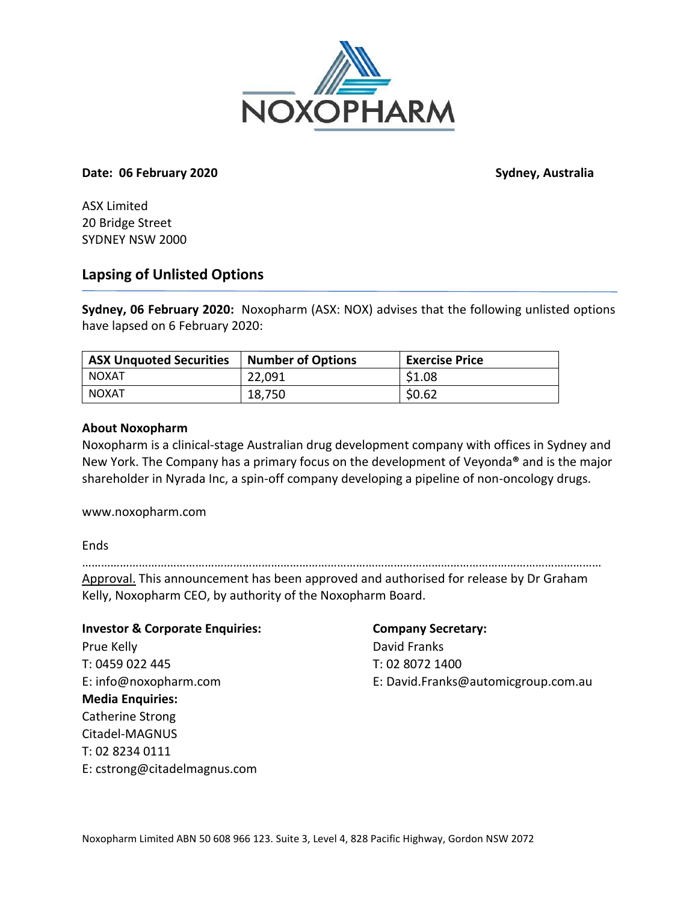NOXOPHARM

**Date: 06 February 2020** **Sydney, Australia**

ASX Limited
20 Bridge Street
SYDNEY NSW 2000

## Lapsing of Unlisted Options

**Sydney, 06 February 2020:** Noxopharm (ASX: NOX) advises that the following unlisted options have lapsed on 6 February 2020:

| ASX Unquoted Securities | Number of Options | Exercise Price |
|---|---|---|
| NOXAT | 22,091 | $1.08 |
| NOXAT | 18,750 | $0.62 |

**About Noxopharm**

Noxopharm is a clinical-stage Australian drug development company with offices in Sydney and New York. The Company has a primary focus on the development of Veyonda® and is the major shareholder in Nyrada Inc, a spin-off company developing a pipeline of non-oncology drugs.

www.noxopharm.com

Ends

………………………………………………………………………………………………………………………………………………

Approval. This announcement has been approved and authorised for release by Dr Graham Kelly, Noxopharm CEO, by authority of the Noxopharm Board.

**Investor & Corporate Enquiries:**
Prue Kelly
T: 0459 022 445
E: info@noxopharm.com

**Media Enquiries:**
Catherine Strong
Citadel-MAGNUS
T: 02 8234 0111
E: cstrong@citadelmagnus.com

**Company Secretary:**
David Franks
T: 02 8072 1400
E: David.Franks@automicgroup.com.au

Noxopharm Limited ABN 50 608 966 123. Suite 3, Level 4, 828 Pacific Highway, Gordon NSW 2072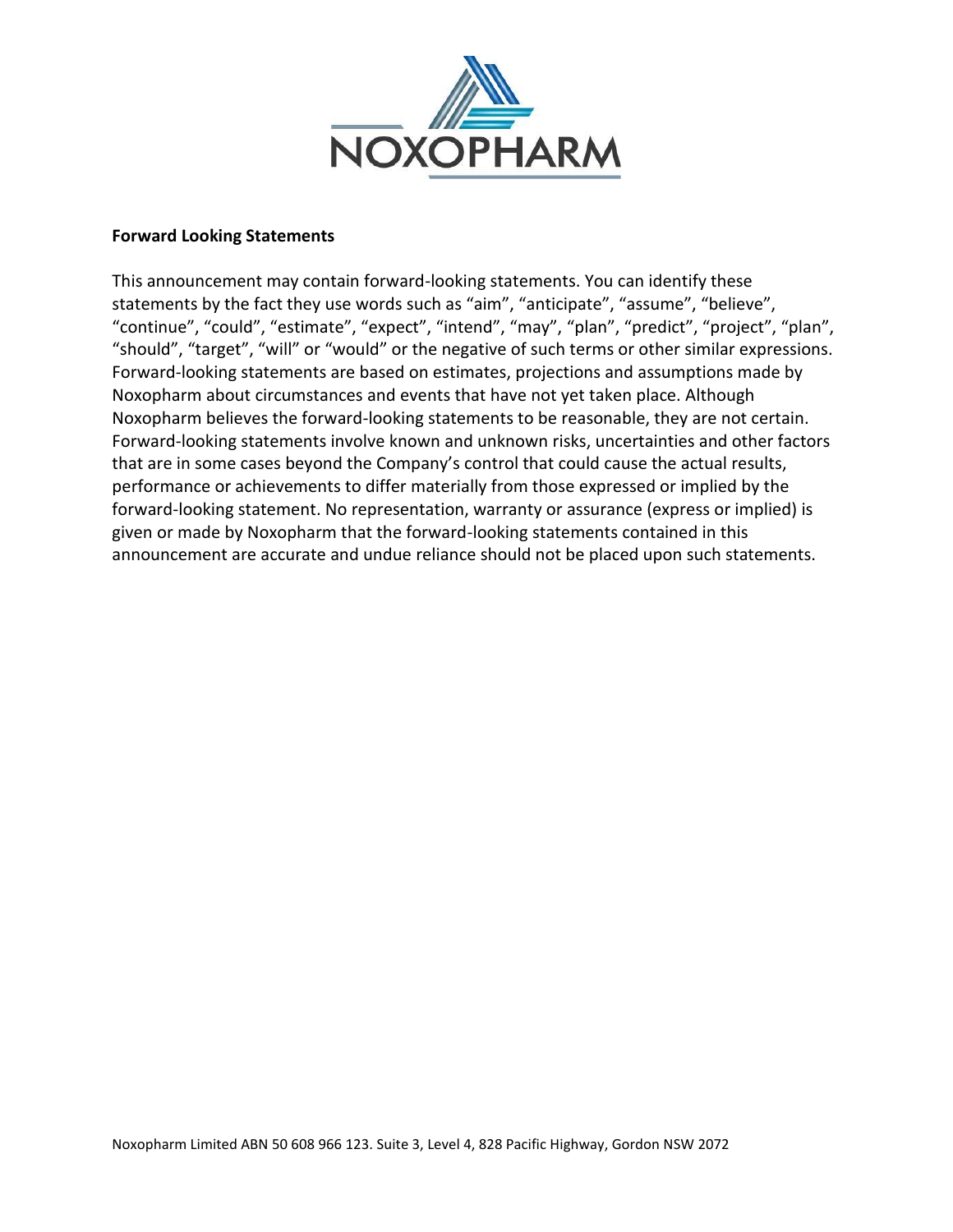**Forward Looking Statements**

This announcement may contain forward-looking statements. You can identify these statements by the fact they use words such as "aim", "anticipate", "assume", "believe", "continue", "could", "estimate", "expect", "intend", "may", "plan", "predict", "project", "plan", "should", "target", "will" or "would" or the negative of such terms or other similar expressions. Forward-looking statements are based on estimates, projections and assumptions made by Noxopharm about circumstances and events that have not yet taken place. Although Noxopharm believes the forward-looking statements to be reasonable, they are not certain. Forward-looking statements involve known and unknown risks, uncertainties and other factors that are in some cases beyond the Company's control that could cause the actual results, performance or achievements to differ materially from those expressed or implied by the forward-looking statement. No representation, warranty or assurance (express or implied) is given or made by Noxopharm that the forward-looking statements contained in this announcement are accurate and undue reliance should not be placed upon such statements.

Noxopharm Limited ABN 50 608 966 123. Suite 3, Level 4, 828 Pacific Highway, Gordon NSW 2072